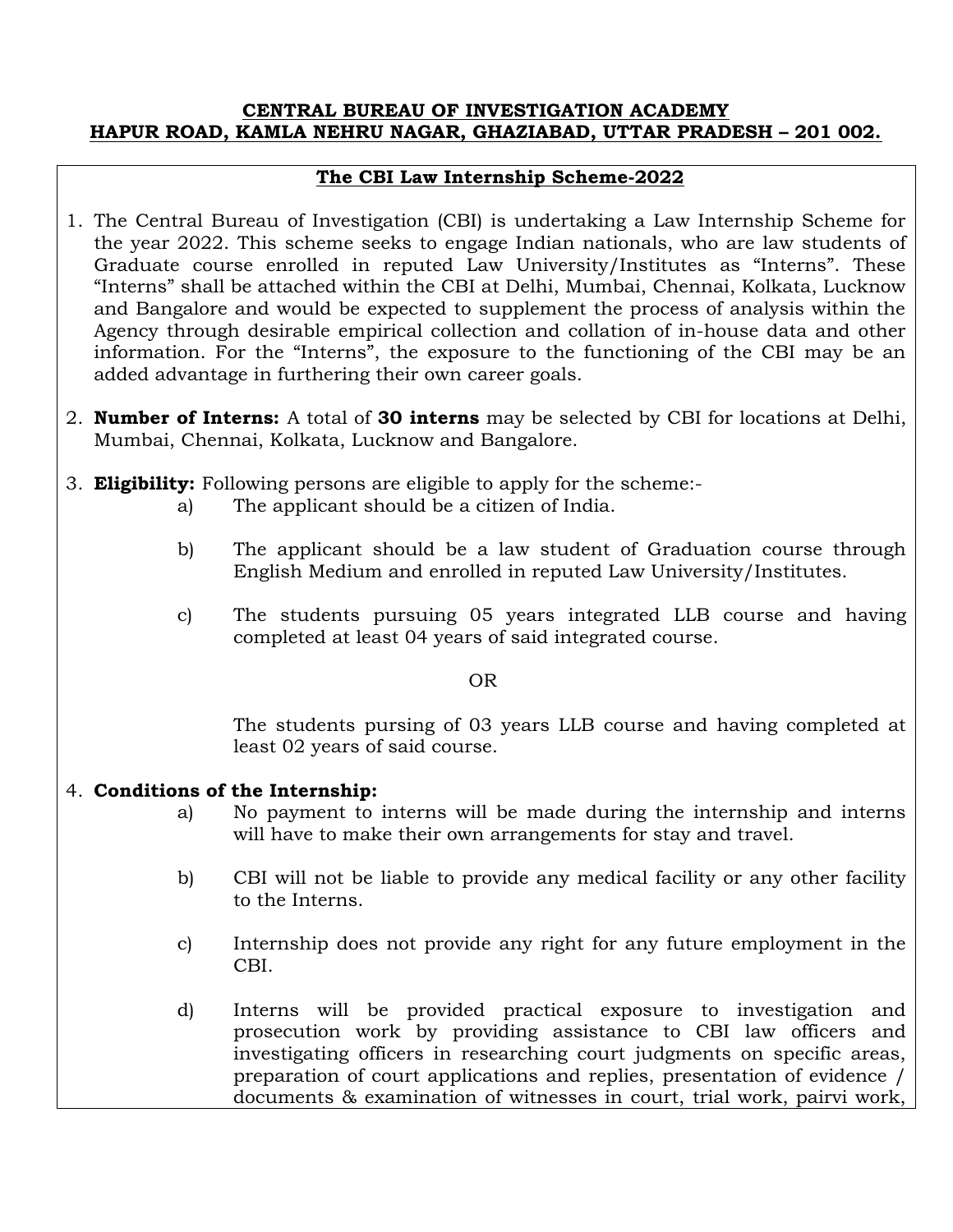**CENTRAL BUREAU OF INVESTIGATION ACADEMY**
**HAPUR ROAD, KAMLA NEHRU NAGAR, GHAZIABAD, UTTAR PRADESH – 201 002.**

## The CBI Law Internship Scheme-2022

1. The Central Bureau of Investigation (CBI) is undertaking a Law Internship Scheme for the year 2022. This scheme seeks to engage Indian nationals, who are law students of Graduate course enrolled in reputed Law University/Institutes as "Interns". These "Interns" shall be attached within the CBI at Delhi, Mumbai, Chennai, Kolkata, Lucknow and Bangalore and would be expected to supplement the process of analysis within the Agency through desirable empirical collection and collation of in-house data and other information. For the "Interns", the exposure to the functioning of the CBI may be an added advantage in furthering their own career goals.

2. **Number of Interns:** A total of **30 interns** may be selected by CBI for locations at Delhi, Mumbai, Chennai, Kolkata, Lucknow and Bangalore.

3. **Eligibility:** Following persons are eligible to apply for the scheme:-

   a) The applicant should be a citizen of India.

   b) The applicant should be a law student of Graduation course through English Medium and enrolled in reputed Law University/Institutes.

   c) The students pursuing 05 years integrated LLB course and having completed at least 04 years of said integrated course.

   OR

   The students pursing of 03 years LLB course and having completed at least 02 years of said course.

4. **Conditions of the Internship:**

   a) No payment to interns will be made during the internship and interns will have to make their own arrangements for stay and travel.

   b) CBI will not be liable to provide any medical facility or any other facility to the Interns.

   c) Internship does not provide any right for any future employment in the CBI.

   d) Interns will be provided practical exposure to investigation and prosecution work by providing assistance to CBI law officers and investigating officers in researching court judgments on specific areas, preparation of court applications and replies, presentation of evidence / documents & examination of witnesses in court, trial work, pairvi work,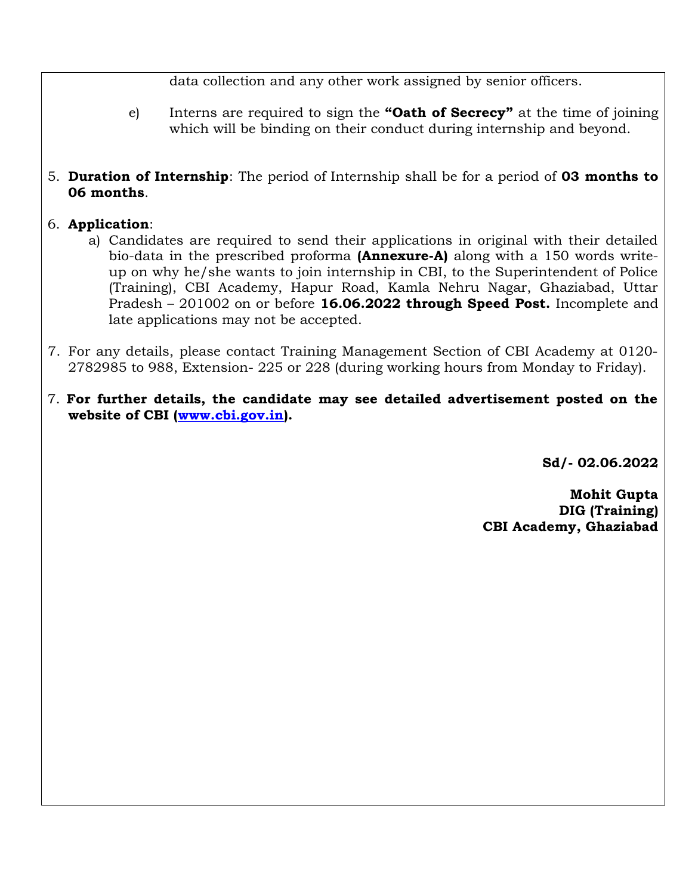data collection and any other work assigned by senior officers.

e) Interns are required to sign the **"Oath of Secrecy"** at the time of joining which will be binding on their conduct during internship and beyond.

5. **Duration of Internship**: The period of Internship shall be for a period of **03 months to 06 months**.

6. **Application**:

   a) Candidates are required to send their applications in original with their detailed bio-data in the prescribed proforma **(Annexure-A)** along with a 150 words write-up on why he/she wants to join internship in CBI, to the Superintendent of Police (Training), CBI Academy, Hapur Road, Kamla Nehru Nagar, Ghaziabad, Uttar Pradesh – 201002 on or before **16.06.2022 through Speed Post.** Incomplete and late applications may not be accepted.

7. For any details, please contact Training Management Section of CBI Academy at 0120-2782985 to 988, Extension- 225 or 228 (during working hours from Monday to Friday).

7. **For further details, the candidate may see detailed advertisement posted on the website of CBI ([www.cbi.gov.in](www.cbi.gov.in)).**

**Sd/- 02.06.2022**

**Mohit Gupta**
**DIG (Training)**
**CBI Academy, Ghaziabad**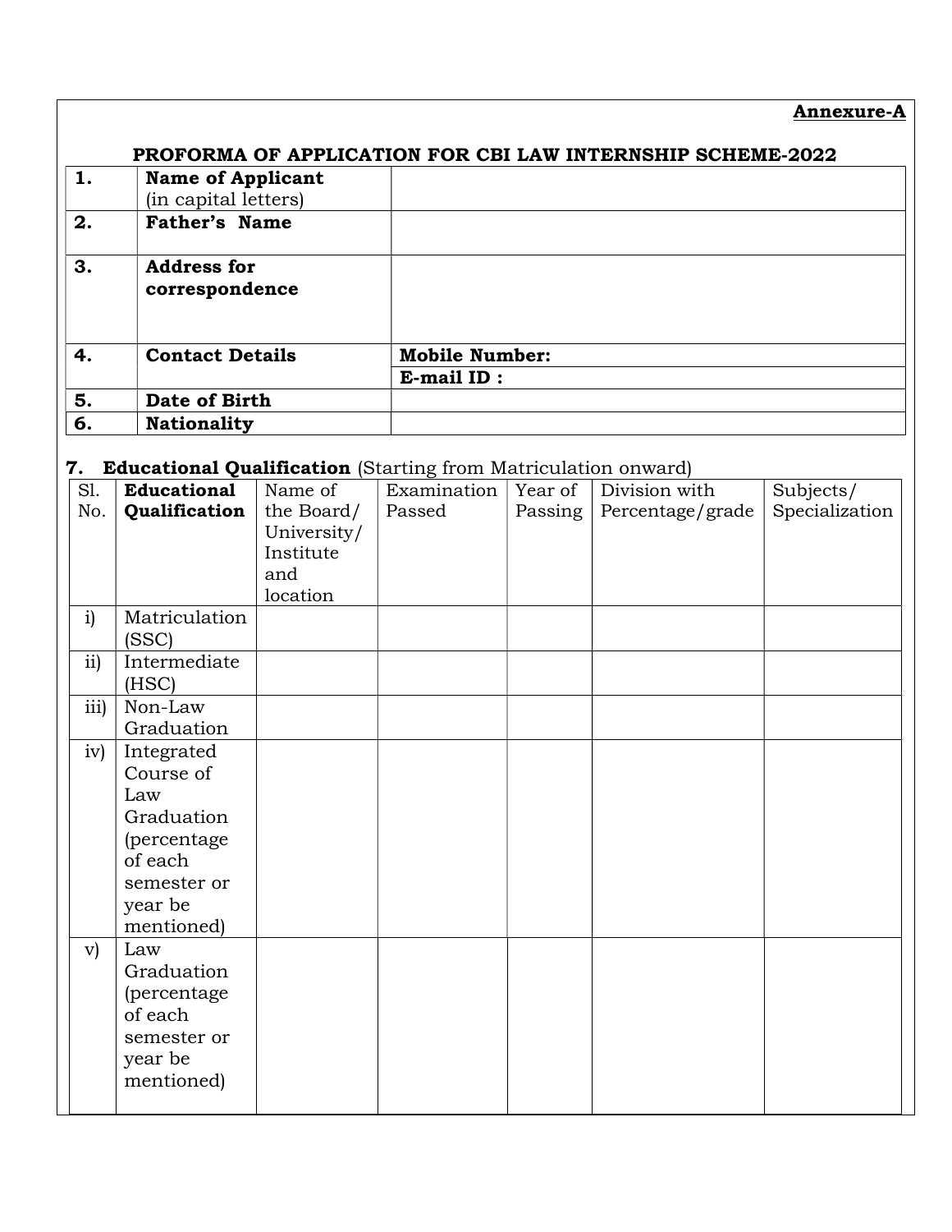**Annexure-A**

## PROFORMA OF APPLICATION FOR CBI LAW INTERNSHIP SCHEME-2022

| | | |
|---|---|---|
| **1.** | **Name of Applicant** (in capital letters) | |
| **2.** | **Father's Name** | |
| **3.** | **Address for correspondence** | |
| **4.** | **Contact Details** | **Mobile Number:** |
| | | **E-mail ID :** |
| **5.** | **Date of Birth** | |
| **6.** | **Nationality** | |

**7. Educational Qualification** (Starting from Matriculation onward)

| Sl. No. | **Educational Qualification** | Name of the Board/ University/ Institute and location | Examination Passed | Year of Passing | Division with Percentage/grade | Subjects/ Specialization |
|---|---|---|---|---|---|---|
| i) | Matriculation (SSC) | | | | | |
| ii) | Intermediate (HSC) | | | | | |
| iii) | Non-Law Graduation | | | | | |
| iv) | Integrated Course of Law Graduation (percentage of each semester or year be mentioned) | | | | | |
| v) | Law Graduation (percentage of each semester or year be mentioned) | | | | | |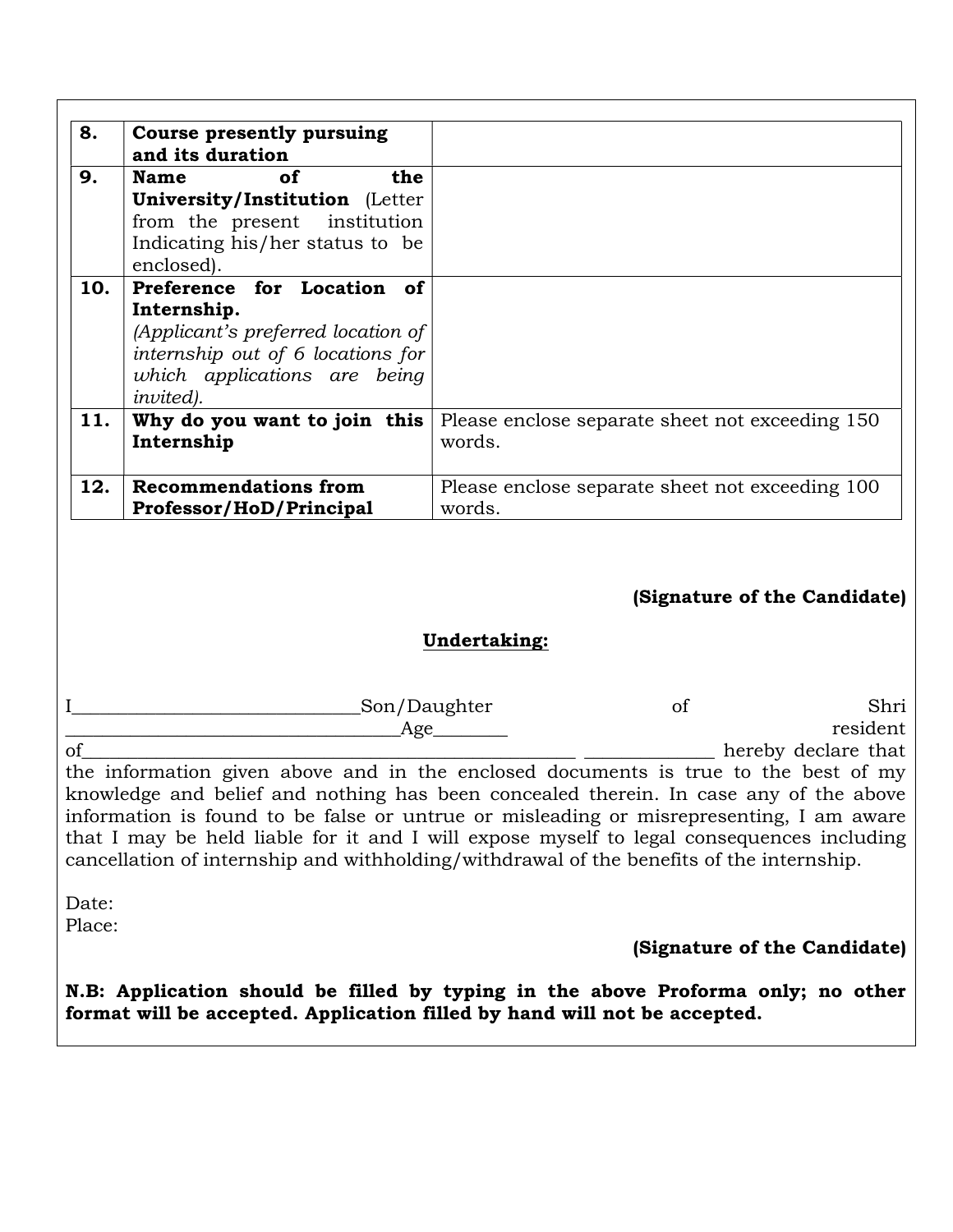| | | |
|---|---|---|
| **8.** | **Course presently pursuing and its duration** | |
| **9.** | **Name of the University/Institution** (Letter from the present institution Indicating his/her status to be enclosed). | |
| **10.** | **Preference for Location of Internship.** *(Applicant's preferred location of internship out of 6 locations for which applications are being invited).* | |
| **11.** | **Why do you want to join this Internship** | Please enclose separate sheet not exceeding 150 words. |
| **12.** | **Recommendations from Professor/HoD/Principal** | Please enclose separate sheet not exceeding 100 words. |

**(Signature of the Candidate)**

**<u>Undertaking:</u>**

I______________________________Son/Daughter of Shri ___________________________________Age________ resident of_______________________________________________________ ______________ hereby declare that the information given above and in the enclosed documents is true to the best of my knowledge and belief and nothing has been concealed therein. In case any of the above information is found to be false or untrue or misleading or misrepresenting, I am aware that I may be held liable for it and I will expose myself to legal consequences including cancellation of internship and withholding/withdrawal of the benefits of the internship.

Date:
Place:

**(Signature of the Candidate)**

**N.B: Application should be filled by typing in the above Proforma only; no other format will be accepted. Application filled by hand will not be accepted.**